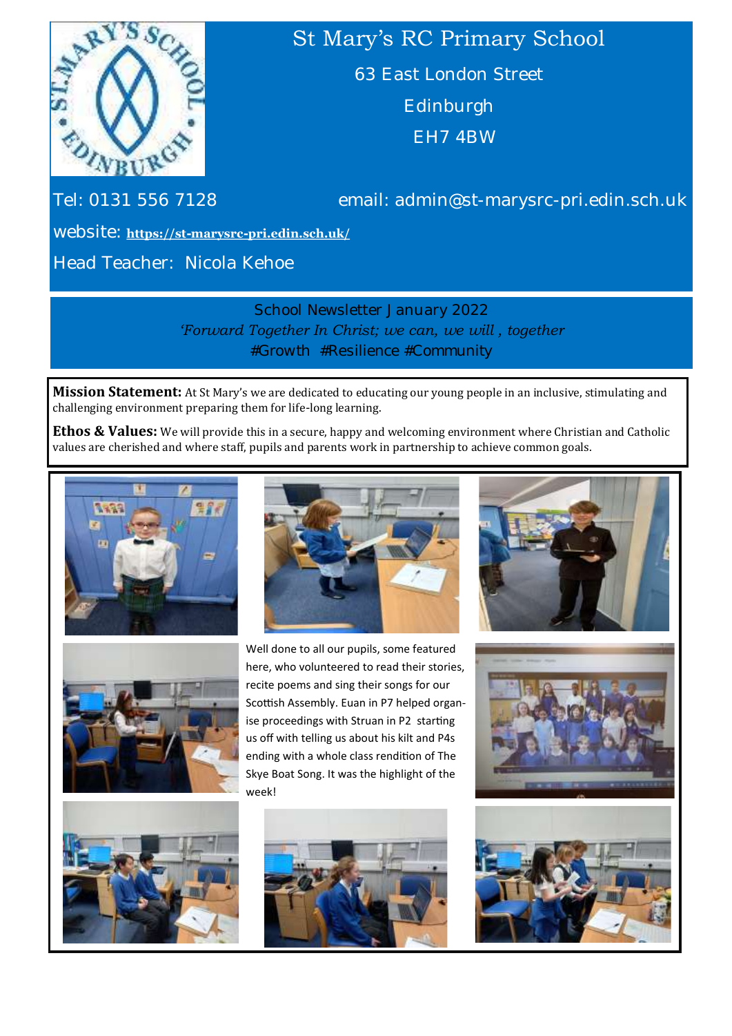# St Mary's RC Primary School

63 East London Street

Edinburgh

EH7 4BW

Tel: 0131 556 7128

email: admin@st-marysrc-pri.edin.sch.uk

website: **https://st-marysrc-pri.edin.sch.uk/**

Head Teacher: Nicola Kehoe

## School Newsletter January 2022

*'Forward Together In Christ; we can, we will , together*

#Growth #Resilience #Community

**Mission Statement:** At St Mary's we are dedicated to educating our young people in an inclusive, stimulating and challenging environment preparing them for life-long learning.

**Ethos & Values:** We will provide this in a secure, happy and welcoming environment where Christian and Catholic values are cherished and where staff, pupils and parents work in partnership to achieve common goals.

Well done to all our pupils, some featured here, who volunteered to read their stories, recite poems and sing their songs for our Scottish Assembly. Euan in P7 helped organise proceedings with Struan in P2 starting us off with telling us about his kilt and P4s ending with a whole class rendition of The Skye Boat Song. It was the highlight of the week!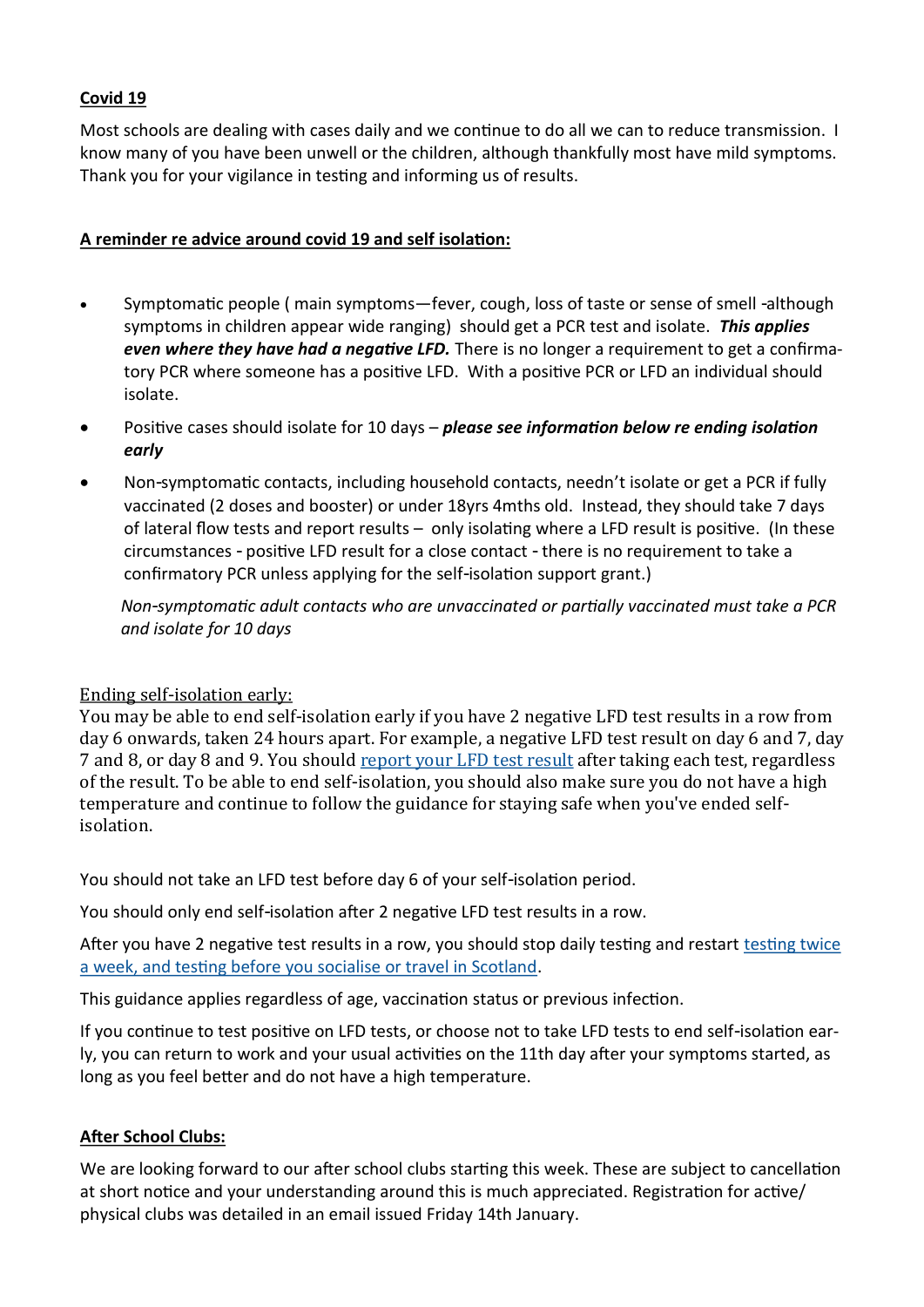**Covid 19**

Most schools are dealing with cases daily and we continue to do all we can to reduce transmission. I know many of you have been unwell or the children, although thankfully most have mild symptoms. Thank you for your vigilance in testing and informing us of results.

**A reminder re advice around covid 19 and self isolation:**

- Symptomatic people ( main symptoms—fever, cough, loss of taste or sense of smell -although symptoms in children appear wide ranging) should get a PCR test and isolate. ***This applies even where they have had a negative LFD.*** There is no longer a requirement to get a confirmatory PCR where someone has a positive LFD. With a positive PCR or LFD an individual should isolate.
- Positive cases should isolate for 10 days – ***please see information below re ending isolation early***
- Non-symptomatic contacts, including household contacts, needn't isolate or get a PCR if fully vaccinated (2 doses and booster) or under 18yrs 4mths old. Instead, they should take 7 days of lateral flow tests and report results – only isolating where a LFD result is positive. (In these circumstances - positive LFD result for a close contact - there is no requirement to take a confirmatory PCR unless applying for the self-isolation support grant.)

  *Non-symptomatic adult contacts who are unvaccinated or partially vaccinated must take a PCR and isolate for 10 days*

Ending self-isolation early:

You may be able to end self-isolation early if you have 2 negative LFD test results in a row from day 6 onwards, taken 24 hours apart. For example, a negative LFD test result on day 6 and 7, day 7 and 8, or day 8 and 9. You should report your LFD test result after taking each test, regardless of the result. To be able to end self-isolation, you should also make sure you do not have a high temperature and continue to follow the guidance for staying safe when you've ended self-isolation.

You should not take an LFD test before day 6 of your self-isolation period.

You should only end self-isolation after 2 negative LFD test results in a row.

After you have 2 negative test results in a row, you should stop daily testing and restart testing twice a week, and testing before you socialise or travel in Scotland.

This guidance applies regardless of age, vaccination status or previous infection.

If you continue to test positive on LFD tests, or choose not to take LFD tests to end self-isolation early, you can return to work and your usual activities on the 11th day after your symptoms started, as long as you feel better and do not have a high temperature.

**After School Clubs:**

We are looking forward to our after school clubs starting this week. These are subject to cancellation at short notice and your understanding around this is much appreciated. Registration for active/ physical clubs was detailed in an email issued Friday 14th January.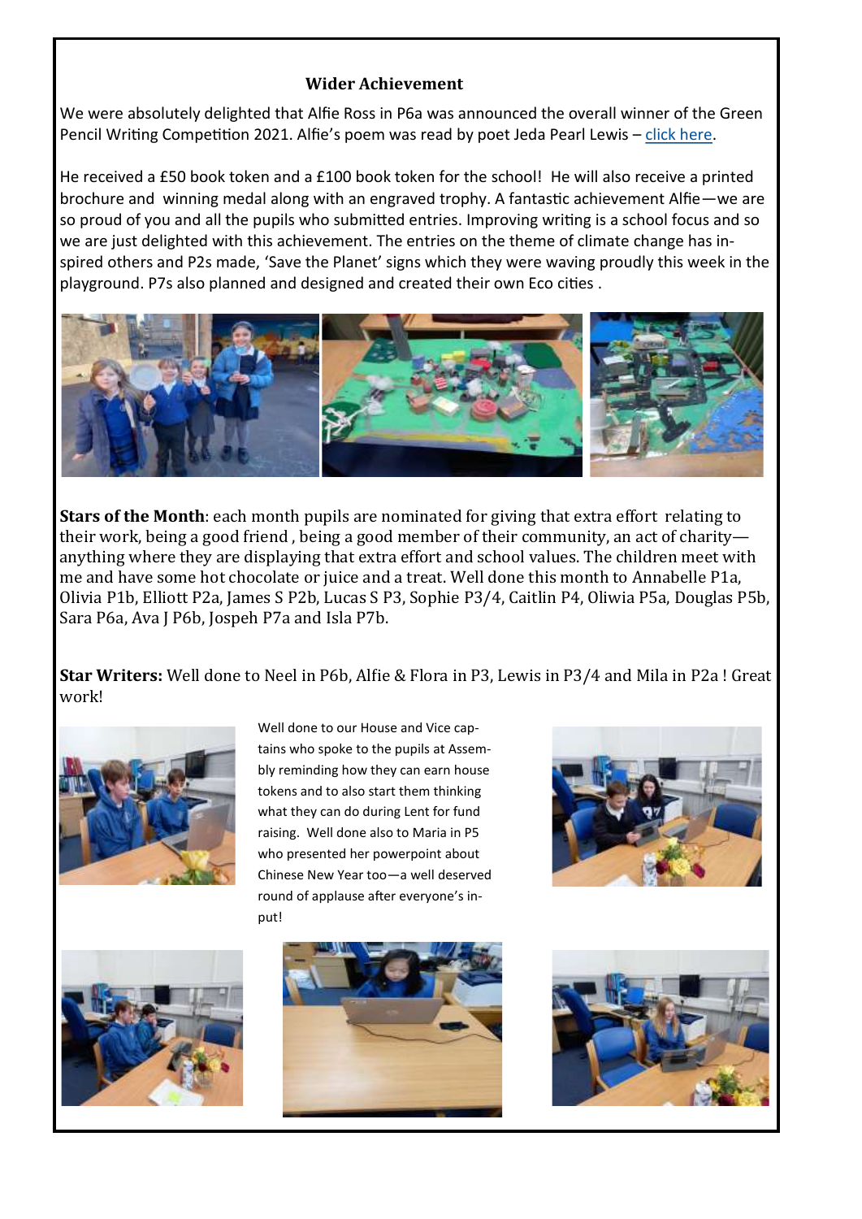## Wider Achievement

We were absolutely delighted that Alfie Ross in P6a was announced the overall winner of the Green Pencil Writing Competition 2021. Alfie's poem was read by poet Jeda Pearl Lewis – click here.

He received a £50 book token and a £100 book token for the school! He will also receive a printed brochure and winning medal along with an engraved trophy. A fantastic achievement Alfie—we are so proud of you and all the pupils who submitted entries. Improving writing is a school focus and so we are just delighted with this achievement. The entries on the theme of climate change has inspired others and P2s made, 'Save the Planet' signs which they were waving proudly this week in the playground. P7s also planned and designed and created their own Eco cities .

**Stars of the Month**: each month pupils are nominated for giving that extra effort relating to their work, being a good friend , being a good member of their community, an act of charity—anything where they are displaying that extra effort and school values. The children meet with me and have some hot chocolate or juice and a treat. Well done this month to Annabelle P1a, Olivia P1b, Elliott P2a, James S P2b, Lucas S P3, Sophie P3/4, Caitlin P4, Oliwia P5a, Douglas P5b, Sara P6a, Ava J P6b, Jospeh P7a and Isla P7b.

**Star Writers:** Well done to Neel in P6b, Alfie & Flora in P3, Lewis in P3/4 and Mila in P2a ! Great work!

Well done to our House and Vice captains who spoke to the pupils at Assembly reminding how they can earn house tokens and to also start them thinking what they can do during Lent for fund raising. Well done also to Maria in P5 who presented her powerpoint about Chinese New Year too—a well deserved round of applause after everyone's input!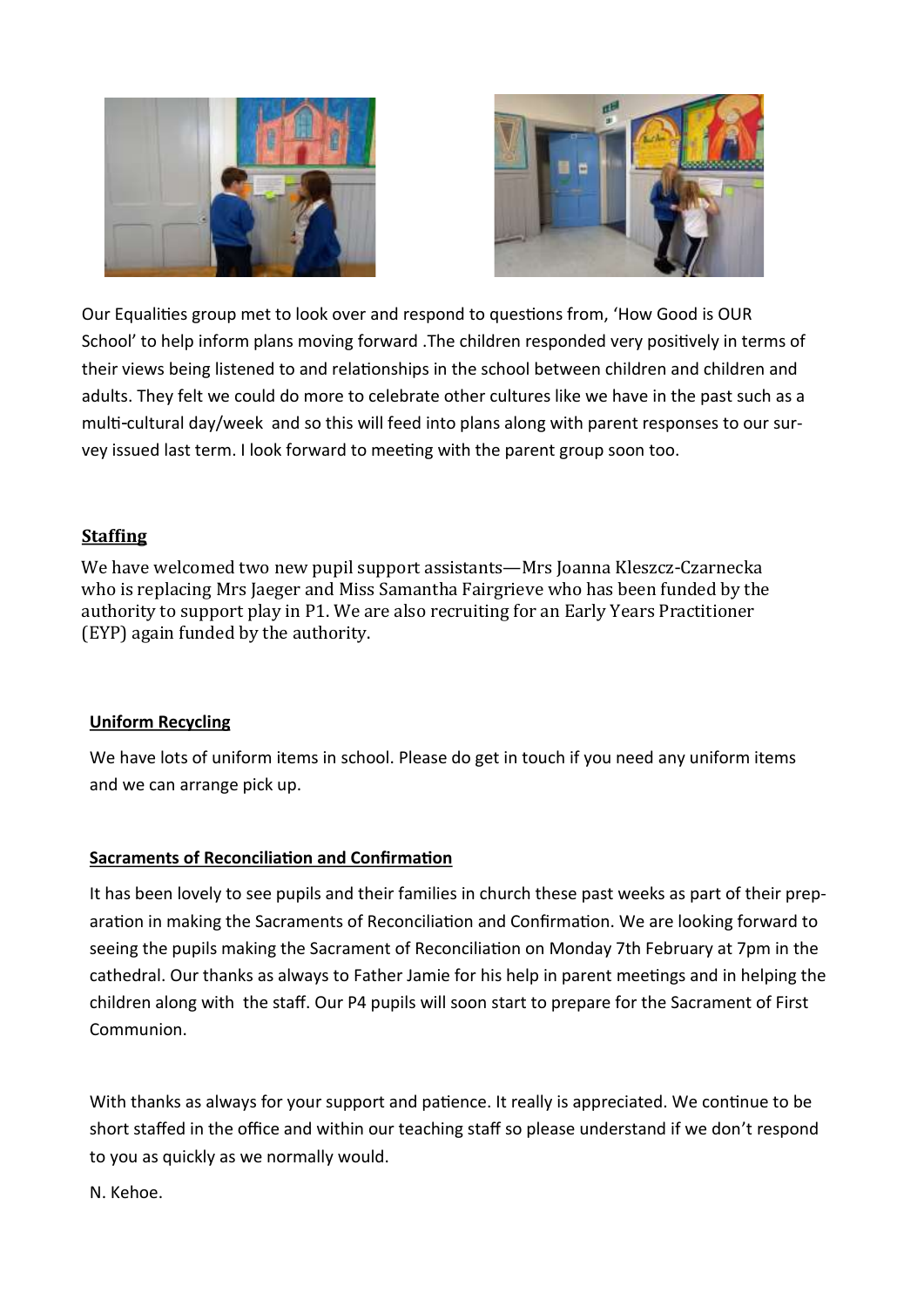Our Equalities group met to look over and respond to questions from, 'How Good is OUR School' to help inform plans moving forward .The children responded very positively in terms of their views being listened to and relationships in the school between children and children and adults. They felt we could do more to celebrate other cultures like we have in the past such as a multi-cultural day/week and so this will feed into plans along with parent responses to our survey issued last term. I look forward to meeting with the parent group soon too.

## Staffing

We have welcomed two new pupil support assistants—Mrs Joanna Kleszcz-Czarnecka who is replacing Mrs Jaeger and Miss Samantha Fairgrieve who has been funded by the authority to support play in P1. We are also recruiting for an Early Years Practitioner (EYP) again funded by the authority.

## Uniform Recycling

We have lots of uniform items in school. Please do get in touch if you need any uniform items and we can arrange pick up.

## Sacraments of Reconciliation and Confirmation

It has been lovely to see pupils and their families in church these past weeks as part of their preparation in making the Sacraments of Reconciliation and Confirmation. We are looking forward to seeing the pupils making the Sacrament of Reconciliation on Monday 7th February at 7pm in the cathedral. Our thanks as always to Father Jamie for his help in parent meetings and in helping the children along with the staff. Our P4 pupils will soon start to prepare for the Sacrament of First Communion.

With thanks as always for your support and patience. It really is appreciated. We continue to be short staffed in the office and within our teaching staff so please understand if we don't respond to you as quickly as we normally would.

N. Kehoe.